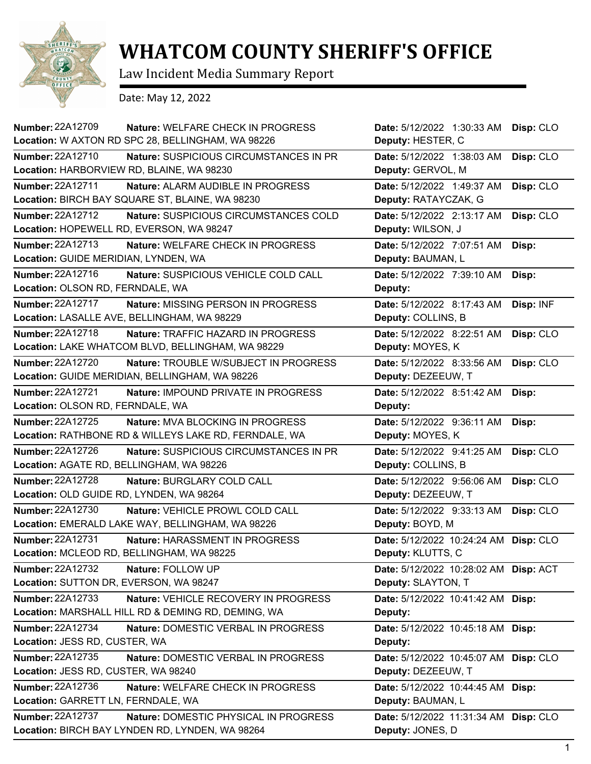# WHATCOM COUNTY SHERIFF'S OFFICE

Law Incident Media Summary Report

Date: May 12, 2022

| Number | Nature | Location | Date | Deputy | Disp |
|---|---|---|---|---|---|
| 22A12709 | WELFARE CHECK IN PROGRESS | W AXTON RD SPC 28, BELLINGHAM, WA 98226 | 5/12/2022 1:30:33 AM | HESTER, C | CLO |
| 22A12710 | SUSPICIOUS CIRCUMSTANCES IN PR | HARBORVIEW RD, BLAINE, WA 98230 | 5/12/2022 1:38:03 AM | GERVOL, M | CLO |
| 22A12711 | ALARM AUDIBLE IN PROGRESS | BIRCH BAY SQUARE ST, BLAINE, WA 98230 | 5/12/2022 1:49:37 AM | RATAYCZAK, G | CLO |
| 22A12712 | SUSPICIOUS CIRCUMSTANCES COLD | HOPEWELL RD, EVERSON, WA 98247 | 5/12/2022 2:13:17 AM | WILSON, J | CLO |
| 22A12713 | WELFARE CHECK IN PROGRESS | GUIDE MERIDIAN, LYNDEN, WA | 5/12/2022 7:07:51 AM | BAUMAN, L | |
| 22A12716 | SUSPICIOUS VEHICLE COLD CALL | OLSON RD, FERNDALE, WA | 5/12/2022 7:39:10 AM | | |
| 22A12717 | MISSING PERSON IN PROGRESS | LASALLE AVE, BELLINGHAM, WA 98229 | 5/12/2022 8:17:43 AM | COLLINS, B | INF |
| 22A12718 | TRAFFIC HAZARD IN PROGRESS | LAKE WHATCOM BLVD, BELLINGHAM, WA 98229 | 5/12/2022 8:22:51 AM | MOYES, K | CLO |
| 22A12720 | TROUBLE W/SUBJECT IN PROGRESS | GUIDE MERIDIAN, BELLINGHAM, WA 98226 | 5/12/2022 8:33:56 AM | DEZEEUW, T | CLO |
| 22A12721 | IMPOUND PRIVATE IN PROGRESS | OLSON RD, FERNDALE, WA | 5/12/2022 8:51:42 AM | | |
| 22A12725 | MVA BLOCKING IN PROGRESS | RATHBONE RD & WILLEYS LAKE RD, FERNDALE, WA | 5/12/2022 9:36:11 AM | MOYES, K | |
| 22A12726 | SUSPICIOUS CIRCUMSTANCES IN PR | AGATE RD, BELLINGHAM, WA 98226 | 5/12/2022 9:41:25 AM | COLLINS, B | CLO |
| 22A12728 | BURGLARY COLD CALL | OLD GUIDE RD, LYNDEN, WA 98264 | 5/12/2022 9:56:06 AM | DEZEEUW, T | CLO |
| 22A12730 | VEHICLE PROWL COLD CALL | EMERALD LAKE WAY, BELLINGHAM, WA 98226 | 5/12/2022 9:33:13 AM | BOYD, M | CLO |
| 22A12731 | HARASSMENT IN PROGRESS | MCLEOD RD, BELLINGHAM, WA 98225 | 5/12/2022 10:24:24 AM | KLUTTS, C | CLO |
| 22A12732 | FOLLOW UP | SUTTON DR, EVERSON, WA 98247 | 5/12/2022 10:28:02 AM | SLAYTON, T | ACT |
| 22A12733 | VEHICLE RECOVERY IN PROGRESS | MARSHALL HILL RD & DEMING RD, DEMING, WA | 5/12/2022 10:41:42 AM | | |
| 22A12734 | DOMESTIC VERBAL IN PROGRESS | JESS RD, CUSTER, WA | 5/12/2022 10:45:18 AM | | |
| 22A12735 | DOMESTIC VERBAL IN PROGRESS | JESS RD, CUSTER, WA 98240 | 5/12/2022 10:45:07 AM | DEZEEUW, T | CLO |
| 22A12736 | WELFARE CHECK IN PROGRESS | GARRETT LN, FERNDALE, WA | 5/12/2022 10:44:45 AM | BAUMAN, L | |
| 22A12737 | DOMESTIC PHYSICAL IN PROGRESS | BIRCH BAY LYNDEN RD, LYNDEN, WA 98264 | 5/12/2022 11:31:34 AM | JONES, D | CLO |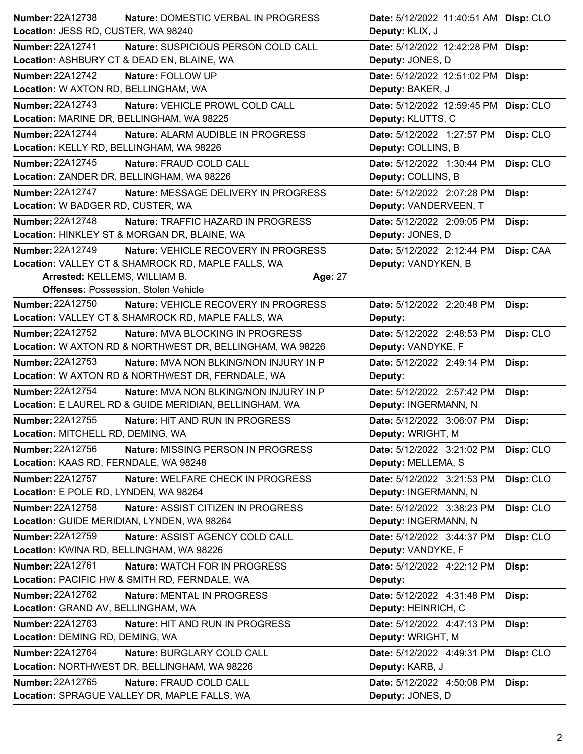**Number:** 22A12738 **Nature:** DOMESTIC VERBAL IN PROGRESS **Date:** 5/12/2022 11:40:51 AM **Disp:** CLO
**Location:** JESS RD, CUSTER, WA 98240 **Deputy:** KLIX, J

---

**Number:** 22A12741 **Nature:** SUSPICIOUS PERSON COLD CALL **Date:** 5/12/2022 12:42:28 PM **Disp:**
**Location:** ASHBURY CT & DEAD EN, BLAINE, WA **Deputy:** JONES, D

---

**Number:** 22A12742 **Nature:** FOLLOW UP **Date:** 5/12/2022 12:51:02 PM **Disp:**
**Location:** W AXTON RD, BELLINGHAM, WA **Deputy:** BAKER, J

---

**Number:** 22A12743 **Nature:** VEHICLE PROWL COLD CALL **Date:** 5/12/2022 12:59:45 PM **Disp:** CLO
**Location:** MARINE DR, BELLINGHAM, WA 98225 **Deputy:** KLUTTS, C

---

**Number:** 22A12744 **Nature:** ALARM AUDIBLE IN PROGRESS **Date:** 5/12/2022 1:27:57 PM **Disp:** CLO
**Location:** KELLY RD, BELLINGHAM, WA 98226 **Deputy:** COLLINS, B

---

**Number:** 22A12745 **Nature:** FRAUD COLD CALL **Date:** 5/12/2022 1:30:44 PM **Disp:** CLO
**Location:** ZANDER DR, BELLINGHAM, WA 98226 **Deputy:** COLLINS, B

---

**Number:** 22A12747 **Nature:** MESSAGE DELIVERY IN PROGRESS **Date:** 5/12/2022 2:07:28 PM **Disp:**
**Location:** W BADGER RD, CUSTER, WA **Deputy:** VANDERVEEN, T

---

**Number:** 22A12748 **Nature:** TRAFFIC HAZARD IN PROGRESS **Date:** 5/12/2022 2:09:05 PM **Disp:**
**Location:** HINKLEY ST & MORGAN DR, BLAINE, WA **Deputy:** JONES, D

---

**Number:** 22A12749 **Nature:** VEHICLE RECOVERY IN PROGRESS **Date:** 5/12/2022 2:12:44 PM **Disp:** CAA
**Location:** VALLEY CT & SHAMROCK RD, MAPLE FALLS, WA **Deputy:** VANDYKEN, B
**Arrested:** KELLEMS, WILLIAM B. **Age:** 27
**Offenses:** Possession, Stolen Vehicle

---

**Number:** 22A12750 **Nature:** VEHICLE RECOVERY IN PROGRESS **Date:** 5/12/2022 2:20:48 PM **Disp:**
**Location:** VALLEY CT & SHAMROCK RD, MAPLE FALLS, WA **Deputy:**

---

**Number:** 22A12752 **Nature:** MVA BLOCKING IN PROGRESS **Date:** 5/12/2022 2:48:53 PM **Disp:** CLO
**Location:** W AXTON RD & NORTHWEST DR, BELLINGHAM, WA 98226 **Deputy:** VANDYKE, F

---

**Number:** 22A12753 **Nature:** MVA NON BLKING/NON INJURY IN P **Date:** 5/12/2022 2:49:14 PM **Disp:**
**Location:** W AXTON RD & NORTHWEST DR, FERNDALE, WA **Deputy:**

---

**Number:** 22A12754 **Nature:** MVA NON BLKING/NON INJURY IN P **Date:** 5/12/2022 2:57:42 PM **Disp:**
**Location:** E LAUREL RD & GUIDE MERIDIAN, BELLINGHAM, WA **Deputy:** INGERMANN, N

---

**Number:** 22A12755 **Nature:** HIT AND RUN IN PROGRESS **Date:** 5/12/2022 3:06:07 PM **Disp:**
**Location:** MITCHELL RD, DEMING, WA **Deputy:** WRIGHT, M

---

**Number:** 22A12756 **Nature:** MISSING PERSON IN PROGRESS **Date:** 5/12/2022 3:21:02 PM **Disp:** CLO
**Location:** KAAS RD, FERNDALE, WA 98248 **Deputy:** MELLEMA, S

---

**Number:** 22A12757 **Nature:** WELFARE CHECK IN PROGRESS **Date:** 5/12/2022 3:21:53 PM **Disp:** CLO
**Location:** E POLE RD, LYNDEN, WA 98264 **Deputy:** INGERMANN, N

---

**Number:** 22A12758 **Nature:** ASSIST CITIZEN IN PROGRESS **Date:** 5/12/2022 3:38:23 PM **Disp:** CLO
**Location:** GUIDE MERIDIAN, LYNDEN, WA 98264 **Deputy:** INGERMANN, N

---

**Number:** 22A12759 **Nature:** ASSIST AGENCY COLD CALL **Date:** 5/12/2022 3:44:37 PM **Disp:** CLO
**Location:** KWINA RD, BELLINGHAM, WA 98226 **Deputy:** VANDYKE, F

---

**Number:** 22A12761 **Nature:** WATCH FOR IN PROGRESS **Date:** 5/12/2022 4:22:12 PM **Disp:**
**Location:** PACIFIC HW & SMITH RD, FERNDALE, WA **Deputy:**

---

**Number:** 22A12762 **Nature:** MENTAL IN PROGRESS **Date:** 5/12/2022 4:31:48 PM **Disp:**
**Location:** GRAND AV, BELLINGHAM, WA **Deputy:** HEINRICH, C

---

**Number:** 22A12763 **Nature:** HIT AND RUN IN PROGRESS **Date:** 5/12/2022 4:47:13 PM **Disp:**
**Location:** DEMING RD, DEMING, WA **Deputy:** WRIGHT, M

---

**Number:** 22A12764 **Nature:** BURGLARY COLD CALL **Date:** 5/12/2022 4:49:31 PM **Disp:** CLO
**Location:** NORTHWEST DR, BELLINGHAM, WA 98226 **Deputy:** KARB, J

---

**Number:** 22A12765 **Nature:** FRAUD COLD CALL **Date:** 5/12/2022 4:50:08 PM **Disp:**
**Location:** SPRAGUE VALLEY DR, MAPLE FALLS, WA **Deputy:** JONES, D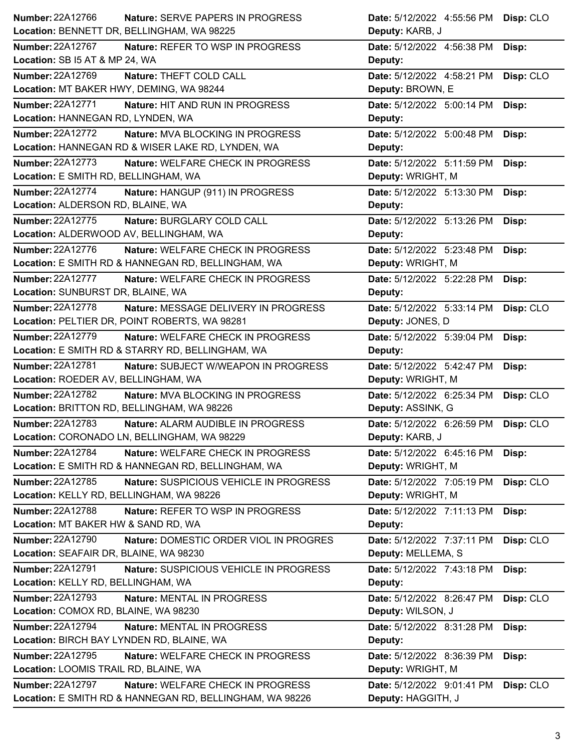**Number:** 22A12766 **Nature:** SERVE PAPERS IN PROGRESS **Date:** 5/12/2022 4:55:56 PM **Disp:** CLO
**Location:** BENNETT DR, BELLINGHAM, WA 98225 **Deputy:** KARB, J

---

**Number:** 22A12767 **Nature:** REFER TO WSP IN PROGRESS **Date:** 5/12/2022 4:56:38 PM **Disp:**
**Location:** SB I5 AT & MP 24, WA **Deputy:**

---

**Number:** 22A12769 **Nature:** THEFT COLD CALL **Date:** 5/12/2022 4:58:21 PM **Disp:** CLO
**Location:** MT BAKER HWY, DEMING, WA 98244 **Deputy:** BROWN, E

---

**Number:** 22A12771 **Nature:** HIT AND RUN IN PROGRESS **Date:** 5/12/2022 5:00:14 PM **Disp:**
**Location:** HANNEGAN RD, LYNDEN, WA **Deputy:**

---

**Number:** 22A12772 **Nature:** MVA BLOCKING IN PROGRESS **Date:** 5/12/2022 5:00:48 PM **Disp:**
**Location:** HANNEGAN RD & WISER LAKE RD, LYNDEN, WA **Deputy:**

---

**Number:** 22A12773 **Nature:** WELFARE CHECK IN PROGRESS **Date:** 5/12/2022 5:11:59 PM **Disp:**
**Location:** E SMITH RD, BELLINGHAM, WA **Deputy:** WRIGHT, M

---

**Number:** 22A12774 **Nature:** HANGUP (911) IN PROGRESS **Date:** 5/12/2022 5:13:30 PM **Disp:**
**Location:** ALDERSON RD, BLAINE, WA **Deputy:**

---

**Number:** 22A12775 **Nature:** BURGLARY COLD CALL **Date:** 5/12/2022 5:13:26 PM **Disp:**
**Location:** ALDERWOOD AV, BELLINGHAM, WA **Deputy:**

---

**Number:** 22A12776 **Nature:** WELFARE CHECK IN PROGRESS **Date:** 5/12/2022 5:23:48 PM **Disp:**
**Location:** E SMITH RD & HANNEGAN RD, BELLINGHAM, WA **Deputy:** WRIGHT, M

---

**Number:** 22A12777 **Nature:** WELFARE CHECK IN PROGRESS **Date:** 5/12/2022 5:22:28 PM **Disp:**
**Location:** SUNBURST DR, BLAINE, WA **Deputy:**

---

**Number:** 22A12778 **Nature:** MESSAGE DELIVERY IN PROGRESS **Date:** 5/12/2022 5:33:14 PM **Disp:** CLO
**Location:** PELTIER DR, POINT ROBERTS, WA 98281 **Deputy:** JONES, D

---

**Number:** 22A12779 **Nature:** WELFARE CHECK IN PROGRESS **Date:** 5/12/2022 5:39:04 PM **Disp:**
**Location:** E SMITH RD & STARRY RD, BELLINGHAM, WA **Deputy:**

---

**Number:** 22A12781 **Nature:** SUBJECT W/WEAPON IN PROGRESS **Date:** 5/12/2022 5:42:47 PM **Disp:**
**Location:** ROEDER AV, BELLINGHAM, WA **Deputy:** WRIGHT, M

---

**Number:** 22A12782 **Nature:** MVA BLOCKING IN PROGRESS **Date:** 5/12/2022 6:25:34 PM **Disp:** CLO
**Location:** BRITTON RD, BELLINGHAM, WA 98226 **Deputy:** ASSINK, G

---

**Number:** 22A12783 **Nature:** ALARM AUDIBLE IN PROGRESS **Date:** 5/12/2022 6:26:59 PM **Disp:** CLO
**Location:** CORONADO LN, BELLINGHAM, WA 98229 **Deputy:** KARB, J

---

**Number:** 22A12784 **Nature:** WELFARE CHECK IN PROGRESS **Date:** 5/12/2022 6:45:16 PM **Disp:**
**Location:** E SMITH RD & HANNEGAN RD, BELLINGHAM, WA **Deputy:** WRIGHT, M

---

**Number:** 22A12785 **Nature:** SUSPICIOUS VEHICLE IN PROGRESS **Date:** 5/12/2022 7:05:19 PM **Disp:** CLO
**Location:** KELLY RD, BELLINGHAM, WA 98226 **Deputy:** WRIGHT, M

---

**Number:** 22A12788 **Nature:** REFER TO WSP IN PROGRESS **Date:** 5/12/2022 7:11:13 PM **Disp:**
**Location:** MT BAKER HW & SAND RD, WA **Deputy:**

---

**Number:** 22A12790 **Nature:** DOMESTIC ORDER VIOL IN PROGRES **Date:** 5/12/2022 7:37:11 PM **Disp:** CLO
**Location:** SEAFAIR DR, BLAINE, WA 98230 **Deputy:** MELLEMA, S

---

**Number:** 22A12791 **Nature:** SUSPICIOUS VEHICLE IN PROGRESS **Date:** 5/12/2022 7:43:18 PM **Disp:**
**Location:** KELLY RD, BELLINGHAM, WA **Deputy:**

---

**Number:** 22A12793 **Nature:** MENTAL IN PROGRESS **Date:** 5/12/2022 8:26:47 PM **Disp:** CLO
**Location:** COMOX RD, BLAINE, WA 98230 **Deputy:** WILSON, J

---

**Number:** 22A12794 **Nature:** MENTAL IN PROGRESS **Date:** 5/12/2022 8:31:28 PM **Disp:**
**Location:** BIRCH BAY LYNDEN RD, BLAINE, WA **Deputy:**

---

**Number:** 22A12795 **Nature:** WELFARE CHECK IN PROGRESS **Date:** 5/12/2022 8:36:39 PM **Disp:**
**Location:** LOOMIS TRAIL RD, BLAINE, WA **Deputy:** WRIGHT, M

---

**Number:** 22A12797 **Nature:** WELFARE CHECK IN PROGRESS **Date:** 5/12/2022 9:01:41 PM **Disp:** CLO
**Location:** E SMITH RD & HANNEGAN RD, BELLINGHAM, WA 98226 **Deputy:** HAGGITH, J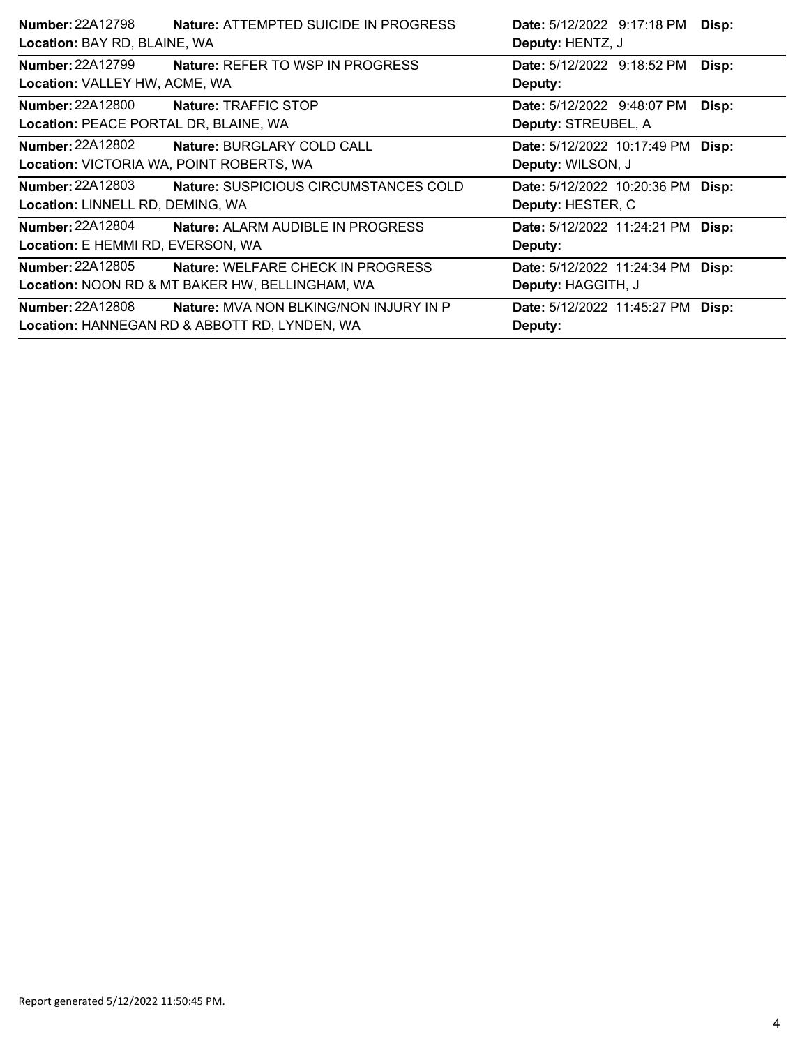**Number:** 22A12798 **Nature:** ATTEMPTED SUICIDE IN PROGRESS **Date:** 5/12/2022 9:17:18 PM **Disp:**
**Location:** BAY RD, BLAINE, WA **Deputy:** HENTZ, J

**Number:** 22A12799 **Nature:** REFER TO WSP IN PROGRESS **Date:** 5/12/2022 9:18:52 PM **Disp:**
**Location:** VALLEY HW, ACME, WA **Deputy:**

**Number:** 22A12800 **Nature:** TRAFFIC STOP **Date:** 5/12/2022 9:48:07 PM **Disp:**
**Location:** PEACE PORTAL DR, BLAINE, WA **Deputy:** STREUBEL, A

**Number:** 22A12802 **Nature:** BURGLARY COLD CALL **Date:** 5/12/2022 10:17:49 PM **Disp:**
**Location:** VICTORIA WA, POINT ROBERTS, WA **Deputy:** WILSON, J

**Number:** 22A12803 **Nature:** SUSPICIOUS CIRCUMSTANCES COLD **Date:** 5/12/2022 10:20:36 PM **Disp:**
**Location:** LINNELL RD, DEMING, WA **Deputy:** HESTER, C

**Number:** 22A12804 **Nature:** ALARM AUDIBLE IN PROGRESS **Date:** 5/12/2022 11:24:21 PM **Disp:**
**Location:** E HEMMI RD, EVERSON, WA **Deputy:**

**Number:** 22A12805 **Nature:** WELFARE CHECK IN PROGRESS **Date:** 5/12/2022 11:24:34 PM **Disp:**
**Location:** NOON RD & MT BAKER HW, BELLINGHAM, WA **Deputy:** HAGGITH, J

**Number:** 22A12808 **Nature:** MVA NON BLKING/NON INJURY IN P **Date:** 5/12/2022 11:45:27 PM **Disp:**
**Location:** HANNEGAN RD & ABBOTT RD, LYNDEN, WA **Deputy:**

Report generated 5/12/2022 11:50:45 PM.